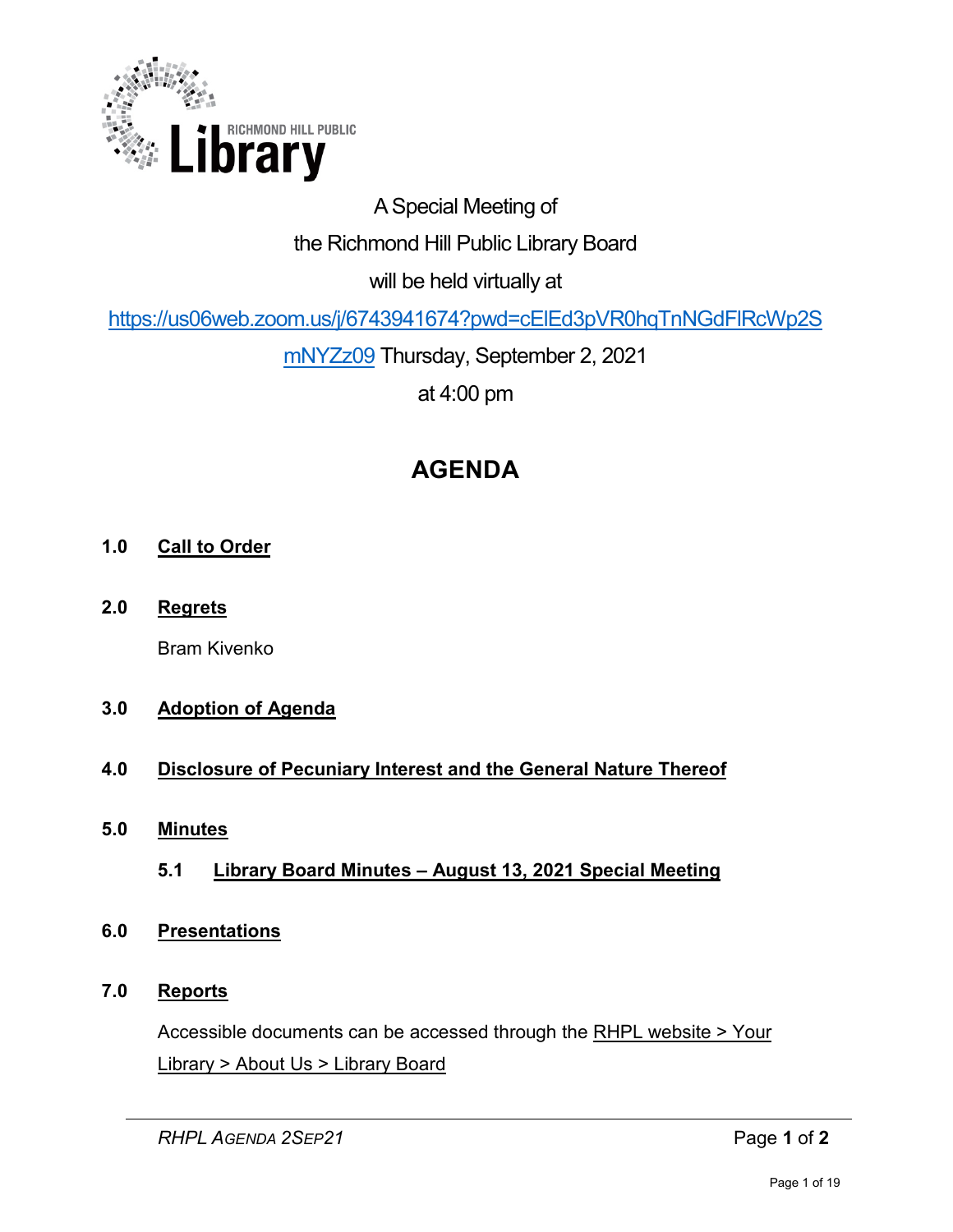RICHMOND HILL PUBLIC Library

A Special Meeting of

the Richmond Hill Public Library Board

will be held virtually at

https://us06web.zoom.us/j/6743941674?pwd=cElEd3pVR0hqTnNGdFlRcWp2SmNYZz09 Thursday, September 2, 2021

at 4:00 pm

# AGENDA

## 1.0 Call to Order

## 2.0 Regrets

Bram Kivenko

## 3.0 Adoption of Agenda

## 4.0 Disclosure of Pecuniary Interest and the General Nature Thereof

## 5.0 Minutes

### 5.1 Library Board Minutes – August 13, 2021 Special Meeting

## 6.0 Presentations

## 7.0 Reports

Accessible documents can be accessed through the RHPL website > Your Library > About Us > Library Board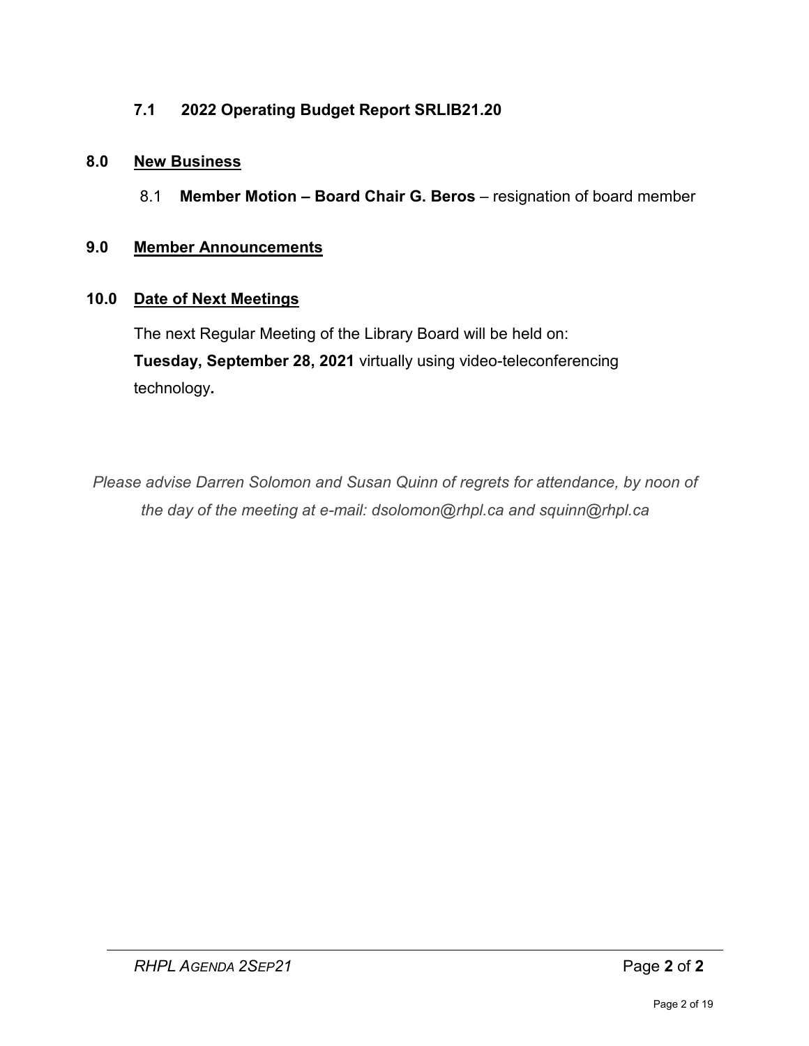### 7.1 2022 Operating Budget Report SRLIB21.20

## 8.0 New Business

8.1 **Member Motion – Board Chair G. Beros** – resignation of board member

## 9.0 Member Announcements

## 10.0 Date of Next Meetings

The next Regular Meeting of the Library Board will be held on:
**Tuesday, September 28, 2021** virtually using video-teleconferencing technology**.**

*Please advise Darren Solomon and Susan Quinn of regrets for attendance, by noon of the day of the meeting at e-mail: dsolomon@rhpl.ca and squinn@rhpl.ca*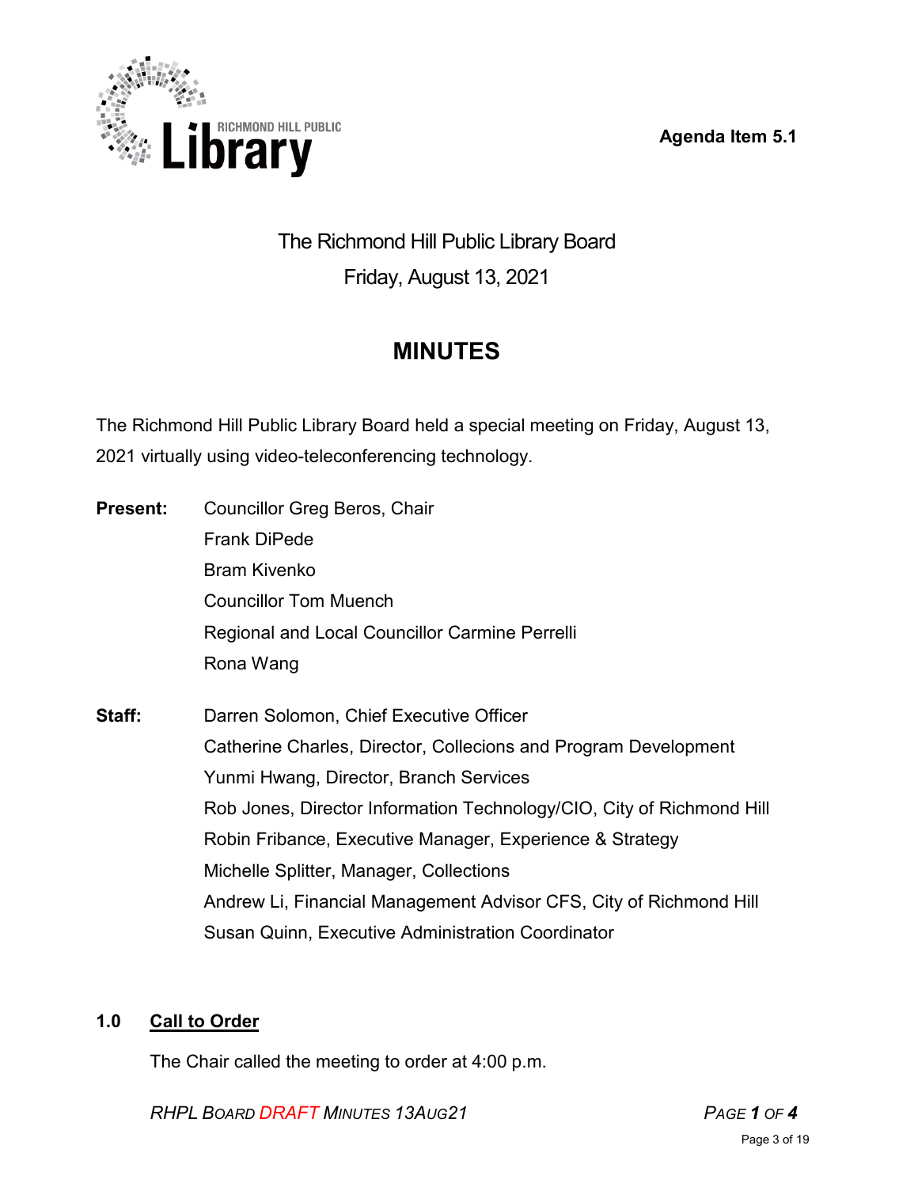Agenda Item 5.1

The Richmond Hill Public Library Board

Friday, August 13, 2021

# MINUTES

The Richmond Hill Public Library Board held a special meeting on Friday, August 13, 2021 virtually using video-teleconferencing technology.

**Present:**
Councillor Greg Beros, Chair
Frank DiPede
Bram Kivenko
Councillor Tom Muench
Regional and Local Councillor Carmine Perrelli
Rona Wang

**Staff:**
Darren Solomon, Chief Executive Officer
Catherine Charles, Director, Collecions and Program Development
Yunmi Hwang, Director, Branch Services
Rob Jones, Director Information Technology/CIO, City of Richmond Hill
Robin Fribance, Executive Manager, Experience & Strategy
Michelle Splitter, Manager, Collections
Andrew Li, Financial Management Advisor CFS, City of Richmond Hill
Susan Quinn, Executive Administration Coordinator

## 1.0 Call to Order

The Chair called the meeting to order at 4:00 p.m.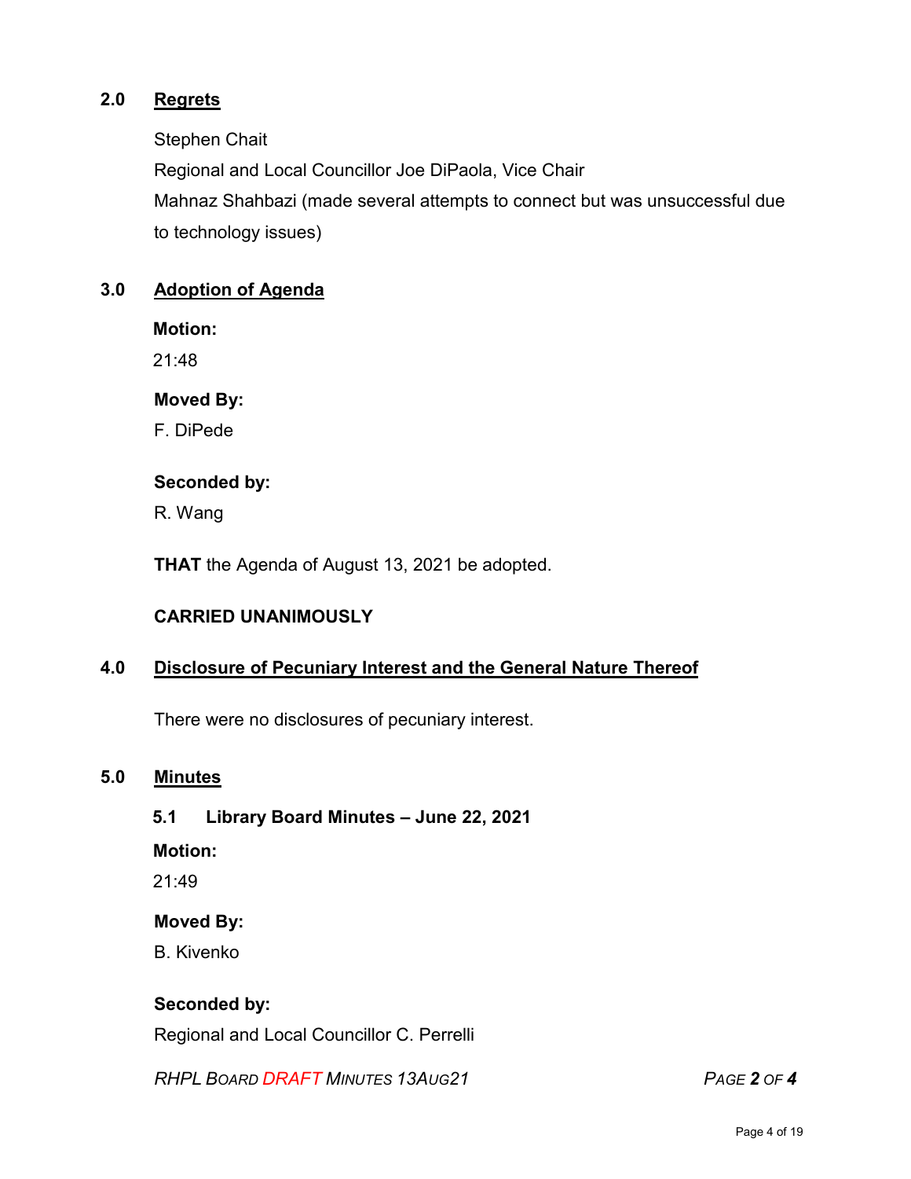## 2.0 Regrets

Stephen Chait

Regional and Local Councillor Joe DiPaola, Vice Chair

Mahnaz Shahbazi (made several attempts to connect but was unsuccessful due to technology issues)

## 3.0 Adoption of Agenda

**Motion:**

21:48

**Moved By:**

F. DiPede

**Seconded by:**

R. Wang

**THAT** the Agenda of August 13, 2021 be adopted.

**CARRIED UNANIMOUSLY**

## 4.0 Disclosure of Pecuniary Interest and the General Nature Thereof

There were no disclosures of pecuniary interest.

## 5.0 Minutes

### 5.1 Library Board Minutes – June 22, 2021

**Motion:**

21:49

**Moved By:**

B. Kivenko

**Seconded by:**

Regional and Local Councillor C. Perrelli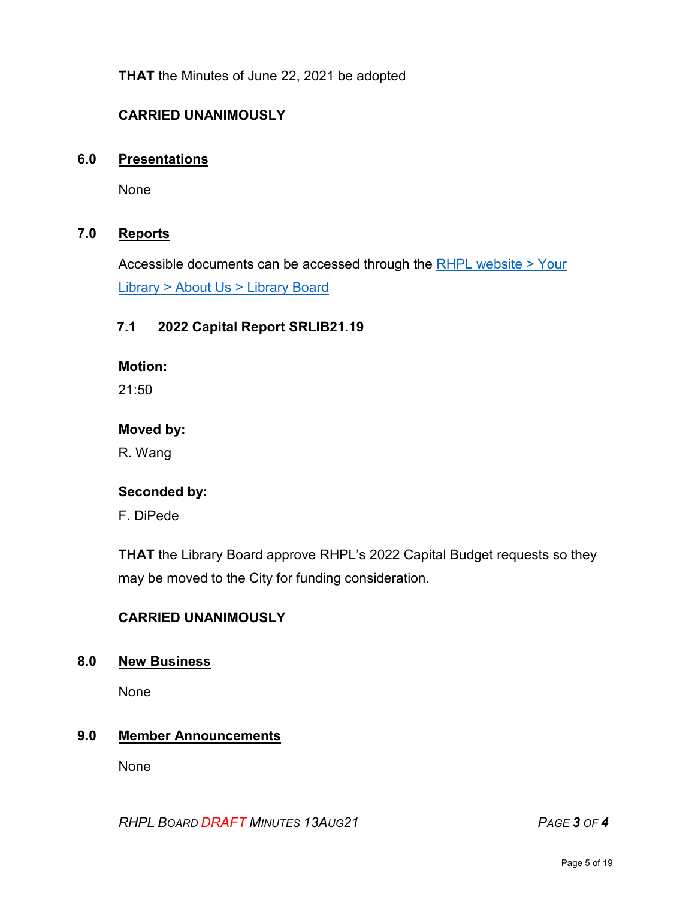**THAT** the Minutes of June 22, 2021 be adopted

**CARRIED UNANIMOUSLY**

## 6.0 Presentations

None

## 7.0 Reports

Accessible documents can be accessed through the [RHPL website > Your Library > About Us > Library Board]()

### 7.1 2022 Capital Report SRLIB21.19

**Motion:**
21:50

**Moved by:**
R. Wang

**Seconded by:**
F. DiPede

**THAT** the Library Board approve RHPL's 2022 Capital Budget requests so they may be moved to the City for funding consideration.

**CARRIED UNANIMOUSLY**

## 8.0 New Business

None

## 9.0 Member Announcements

None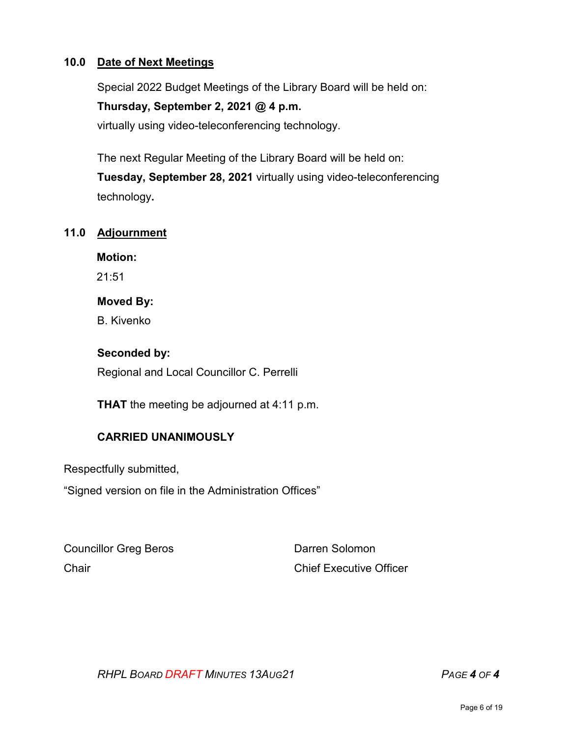## 10.0 Date of Next Meetings

Special 2022 Budget Meetings of the Library Board will be held on:

**Thursday, September 2, 2021 @ 4 p.m.**

virtually using video-teleconferencing technology.

The next Regular Meeting of the Library Board will be held on:

**Tuesday, September 28, 2021** virtually using video-teleconferencing technology**.**

## 11.0 Adjournment

**Motion:**

21:51

**Moved By:**

B. Kivenko

**Seconded by:**

Regional and Local Councillor C. Perrelli

**THAT** the meeting be adjourned at 4:11 p.m.

**CARRIED UNANIMOUSLY**

Respectfully submitted,

“Signed version on file in the Administration Offices”

Councillor Greg Beros
Chair

Darren Solomon
Chief Executive Officer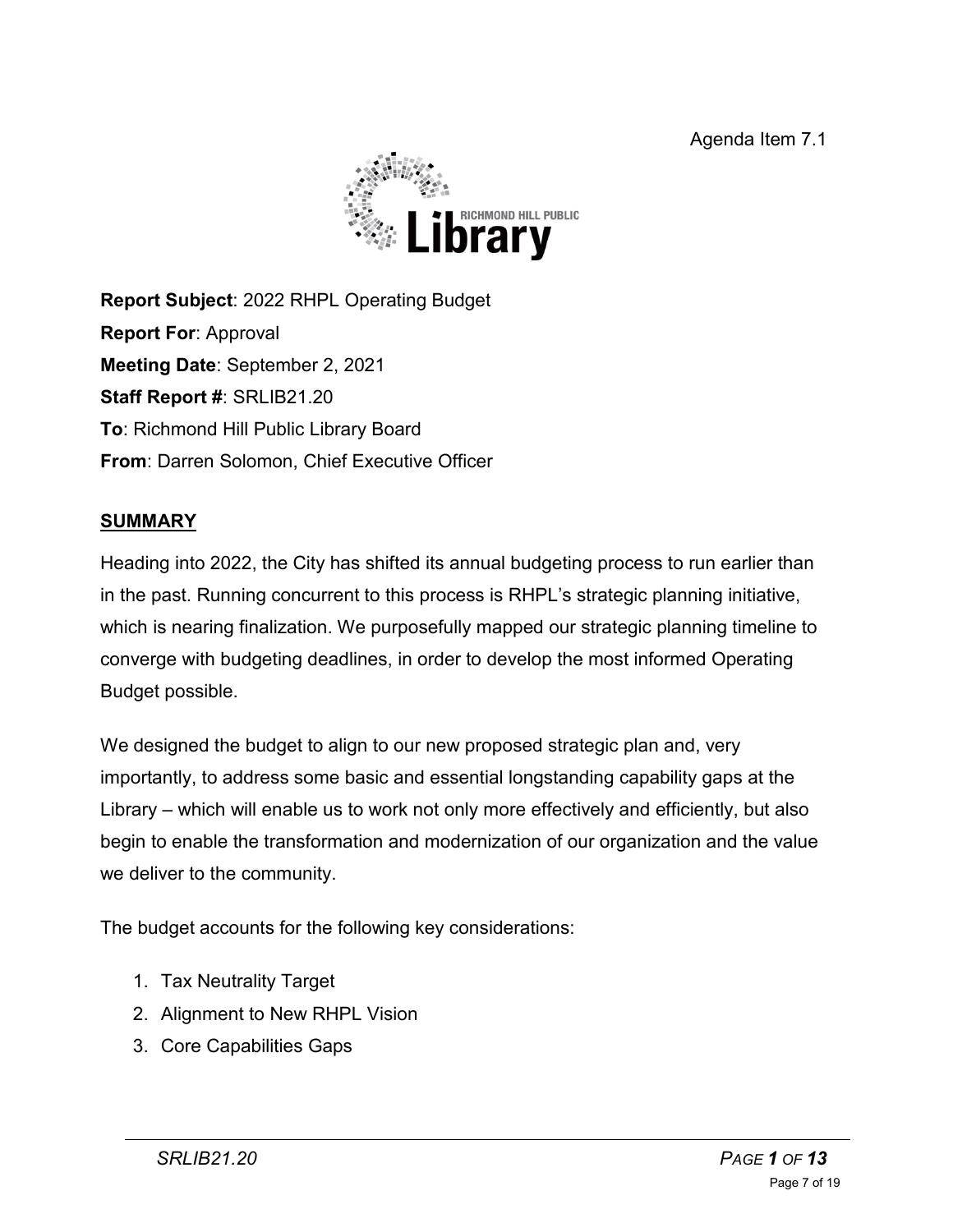Agenda Item 7.1

RICHMOND HILL PUBLIC Library

**Report Subject**: 2022 RHPL Operating Budget
**Report For**: Approval
**Meeting Date**: September 2, 2021
**Staff Report #**: SRLIB21.20
**To**: Richmond Hill Public Library Board
**From**: Darren Solomon, Chief Executive Officer

## SUMMARY

Heading into 2022, the City has shifted its annual budgeting process to run earlier than in the past. Running concurrent to this process is RHPL's strategic planning initiative, which is nearing finalization. We purposefully mapped our strategic planning timeline to converge with budgeting deadlines, in order to develop the most informed Operating Budget possible.

We designed the budget to align to our new proposed strategic plan and, very importantly, to address some basic and essential longstanding capability gaps at the Library – which will enable us to work not only more effectively and efficiently, but also begin to enable the transformation and modernization of our organization and the value we deliver to the community.

The budget accounts for the following key considerations:

1. Tax Neutrality Target
2. Alignment to New RHPL Vision
3. Core Capabilities Gaps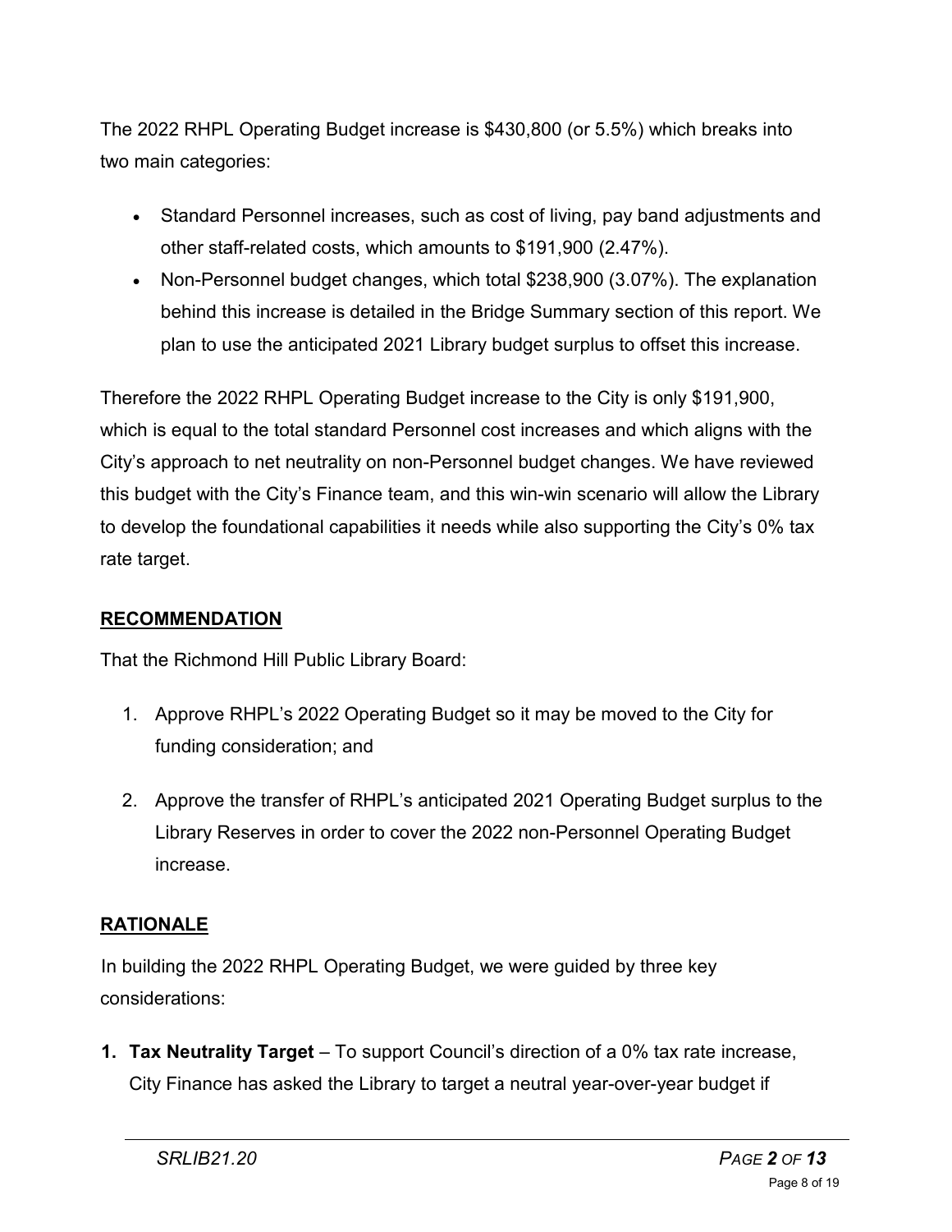The 2022 RHPL Operating Budget increase is $430,800 (or 5.5%) which breaks into two main categories:

- Standard Personnel increases, such as cost of living, pay band adjustments and other staff-related costs, which amounts to $191,900 (2.47%).
- Non-Personnel budget changes, which total $238,900 (3.07%). The explanation behind this increase is detailed in the Bridge Summary section of this report. We plan to use the anticipated 2021 Library budget surplus to offset this increase.

Therefore the 2022 RHPL Operating Budget increase to the City is only $191,900, which is equal to the total standard Personnel cost increases and which aligns with the City's approach to net neutrality on non-Personnel budget changes. We have reviewed this budget with the City's Finance team, and this win-win scenario will allow the Library to develop the foundational capabilities it needs while also supporting the City's 0% tax rate target.

## RECOMMENDATION

That the Richmond Hill Public Library Board:

1. Approve RHPL's 2022 Operating Budget so it may be moved to the City for funding consideration; and
2. Approve the transfer of RHPL's anticipated 2021 Operating Budget surplus to the Library Reserves in order to cover the 2022 non-Personnel Operating Budget increase.

## RATIONALE

In building the 2022 RHPL Operating Budget, we were guided by three key considerations:

1. **Tax Neutrality Target** – To support Council's direction of a 0% tax rate increase, City Finance has asked the Library to target a neutral year-over-year budget if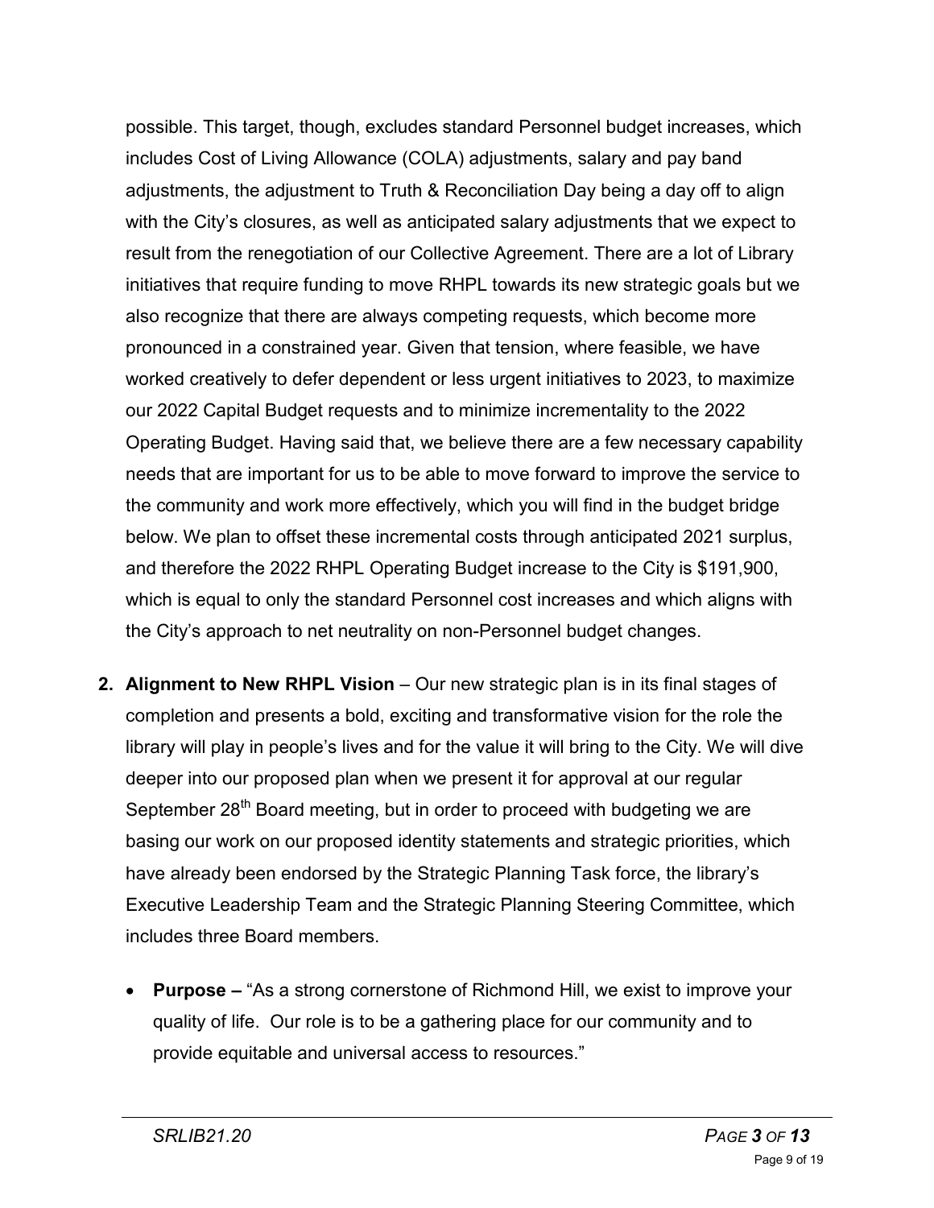possible. This target, though, excludes standard Personnel budget increases, which includes Cost of Living Allowance (COLA) adjustments, salary and pay band adjustments, the adjustment to Truth & Reconciliation Day being a day off to align with the City's closures, as well as anticipated salary adjustments that we expect to result from the renegotiation of our Collective Agreement. There are a lot of Library initiatives that require funding to move RHPL towards its new strategic goals but we also recognize that there are always competing requests, which become more pronounced in a constrained year. Given that tension, where feasible, we have worked creatively to defer dependent or less urgent initiatives to 2023, to maximize our 2022 Capital Budget requests and to minimize incrementality to the 2022 Operating Budget. Having said that, we believe there are a few necessary capability needs that are important for us to be able to move forward to improve the service to the community and work more effectively, which you will find in the budget bridge below. We plan to offset these incremental costs through anticipated 2021 surplus, and therefore the 2022 RHPL Operating Budget increase to the City is $191,900, which is equal to only the standard Personnel cost increases and which aligns with the City's approach to net neutrality on non-Personnel budget changes.

2. **Alignment to New RHPL Vision** – Our new strategic plan is in its final stages of completion and presents a bold, exciting and transformative vision for the role the library will play in people's lives and for the value it will bring to the City. We will dive deeper into our proposed plan when we present it for approval at our regular September 28th Board meeting, but in order to proceed with budgeting we are basing our work on our proposed identity statements and strategic priorities, which have already been endorsed by the Strategic Planning Task force, the library's Executive Leadership Team and the Strategic Planning Steering Committee, which includes three Board members.

   - **Purpose –** "As a strong cornerstone of Richmond Hill, we exist to improve your quality of life. Our role is to be a gathering place for our community and to provide equitable and universal access to resources."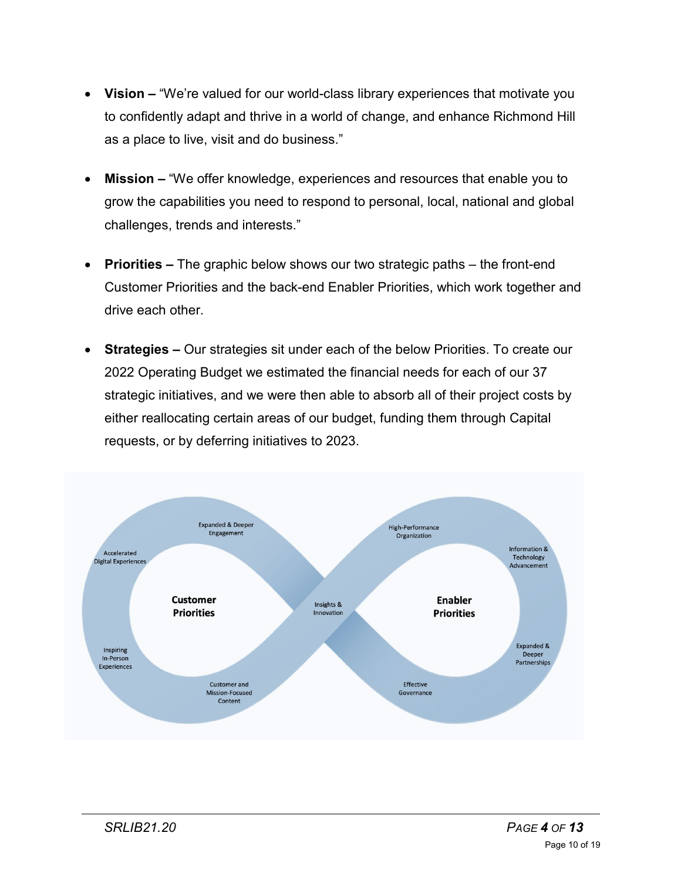- **Vision –** "We're valued for our world-class library experiences that motivate you to confidently adapt and thrive in a world of change, and enhance Richmond Hill as a place to live, visit and do business."

- **Mission –** "We offer knowledge, experiences and resources that enable you to grow the capabilities you need to respond to personal, local, national and global challenges, trends and interests."

- **Priorities –** The graphic below shows our two strategic paths – the front-end Customer Priorities and the back-end Enabler Priorities, which work together and drive each other.

- **Strategies –** Our strategies sit under each of the below Priorities. To create our 2022 Operating Budget we estimated the financial needs for each of our 37 strategic initiatives, and we were then able to absorb all of their project costs by either reallocating certain areas of our budget, funding them through Capital requests, or by deferring initiatives to 2023.

**Customer Priorities**

- Expanded & Deeper Engagement
- Accelerated Digital Experiences
- Inspiring In-Person Experiences
- Customer and Mission-Focused Content

Insights & Innovation

**Enabler Priorities**

- High-Performance Organization
- Information & Technology Advancement
- Expanded & Deeper Partnerships
- Effective Governance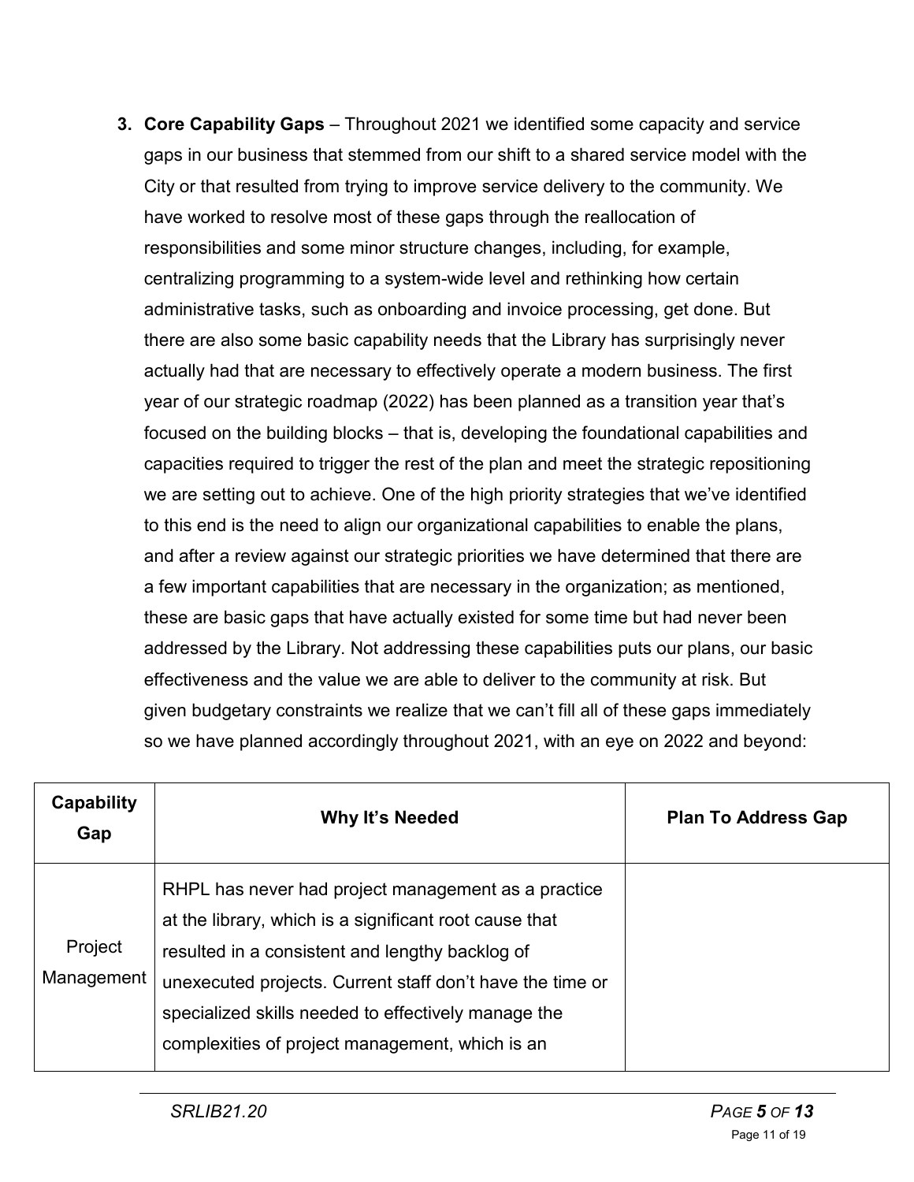3. **Core Capability Gaps** – Throughout 2021 we identified some capacity and service gaps in our business that stemmed from our shift to a shared service model with the City or that resulted from trying to improve service delivery to the community. We have worked to resolve most of these gaps through the reallocation of responsibilities and some minor structure changes, including, for example, centralizing programming to a system-wide level and rethinking how certain administrative tasks, such as onboarding and invoice processing, get done. But there are also some basic capability needs that the Library has surprisingly never actually had that are necessary to effectively operate a modern business. The first year of our strategic roadmap (2022) has been planned as a transition year that's focused on the building blocks – that is, developing the foundational capabilities and capacities required to trigger the rest of the plan and meet the strategic repositioning we are setting out to achieve. One of the high priority strategies that we've identified to this end is the need to align our organizational capabilities to enable the plans, and after a review against our strategic priorities we have determined that there are a few important capabilities that are necessary in the organization; as mentioned, these are basic gaps that have actually existed for some time but had never been addressed by the Library. Not addressing these capabilities puts our plans, our basic effectiveness and the value we are able to deliver to the community at risk. But given budgetary constraints we realize that we can't fill all of these gaps immediately so we have planned accordingly throughout 2021, with an eye on 2022 and beyond:

| Capability Gap | Why It's Needed | Plan To Address Gap |
|---|---|---|
| Project Management | RHPL has never had project management as a practice at the library, which is a significant root cause that resulted in a consistent and lengthy backlog of unexecuted projects. Current staff don't have the time or specialized skills needed to effectively manage the complexities of project management, which is an | |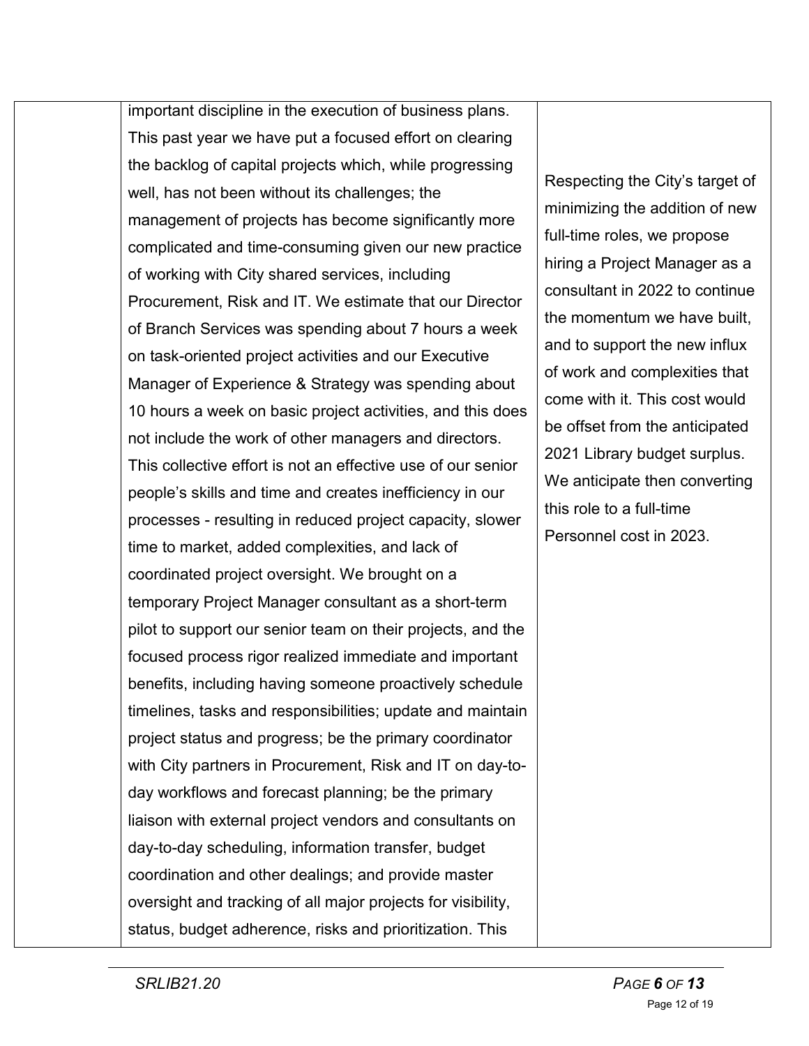| | | |
|---|---|---|
| | important discipline in the execution of business plans. This past year we have put a focused effort on clearing the backlog of capital projects which, while progressing well, has not been without its challenges; the management of projects has become significantly more complicated and time-consuming given our new practice of working with City shared services, including Procurement, Risk and IT. We estimate that our Director of Branch Services was spending about 7 hours a week on task-oriented project activities and our Executive Manager of Experience & Strategy was spending about 10 hours a week on basic project activities, and this does not include the work of other managers and directors. This collective effort is not an effective use of our senior people's skills and time and creates inefficiency in our processes - resulting in reduced project capacity, slower time to market, added complexities, and lack of coordinated project oversight. We brought on a temporary Project Manager consultant as a short-term pilot to support our senior team on their projects, and the focused process rigor realized immediate and important benefits, including having someone proactively schedule timelines, tasks and responsibilities; update and maintain project status and progress; be the primary coordinator with City partners in Procurement, Risk and IT on day-to-day workflows and forecast planning; be the primary liaison with external project vendors and consultants on day-to-day scheduling, information transfer, budget coordination and other dealings; and provide master oversight and tracking of all major projects for visibility, status, budget adherence, risks and prioritization. This | Respecting the City's target of minimizing the addition of new full-time roles, we propose hiring a Project Manager as a consultant in 2022 to continue the momentum we have built, and to support the new influx of work and complexities that come with it. This cost would be offset from the anticipated 2021 Library budget surplus. We anticipate then converting this role to a full-time Personnel cost in 2023. |

SRLIB21.20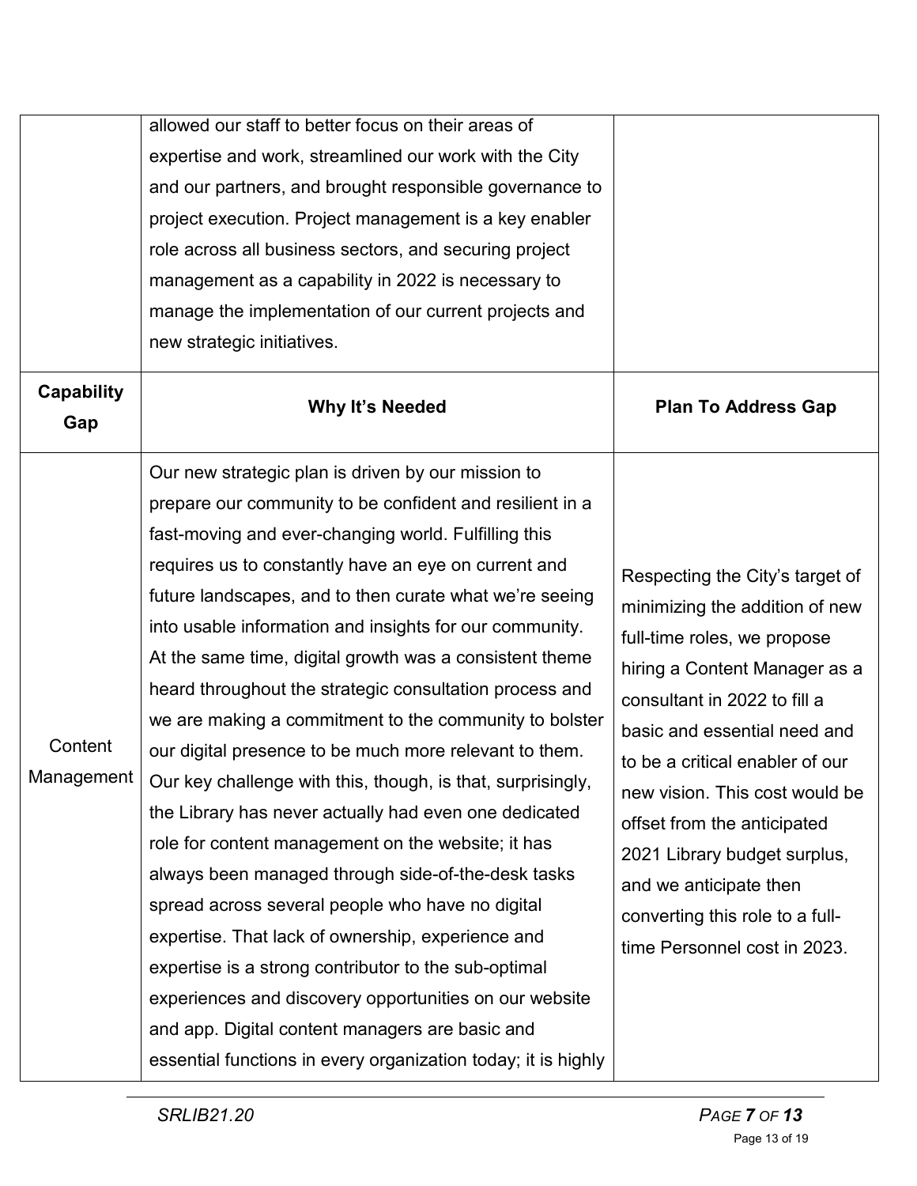| | | |
|---|---|---|
| | allowed our staff to better focus on their areas of expertise and work, streamlined our work with the City and our partners, and brought responsible governance to project execution. Project management is a key enabler role across all business sectors, and securing project management as a capability in 2022 is necessary to manage the implementation of our current projects and new strategic initiatives. | |

| Capability Gap | Why It's Needed | Plan To Address Gap |
|---|---|---|
| Content Management | Our new strategic plan is driven by our mission to prepare our community to be confident and resilient in a fast-moving and ever-changing world. Fulfilling this requires us to constantly have an eye on current and future landscapes, and to then curate what we're seeing into usable information and insights for our community. At the same time, digital growth was a consistent theme heard throughout the strategic consultation process and we are making a commitment to the community to bolster our digital presence to be much more relevant to them. Our key challenge with this, though, is that, surprisingly, the Library has never actually had even one dedicated role for content management on the website; it has always been managed through side-of-the-desk tasks spread across several people who have no digital expertise. That lack of ownership, experience and expertise is a strong contributor to the sub-optimal experiences and discovery opportunities on our website and app. Digital content managers are basic and essential functions in every organization today; it is highly | Respecting the City's target of minimizing the addition of new full-time roles, we propose hiring a Content Manager as a consultant in 2022 to fill a basic and essential need and to be a critical enabler of our new vision. This cost would be offset from the anticipated 2021 Library budget surplus, and we anticipate then converting this role to a full-time Personnel cost in 2023. |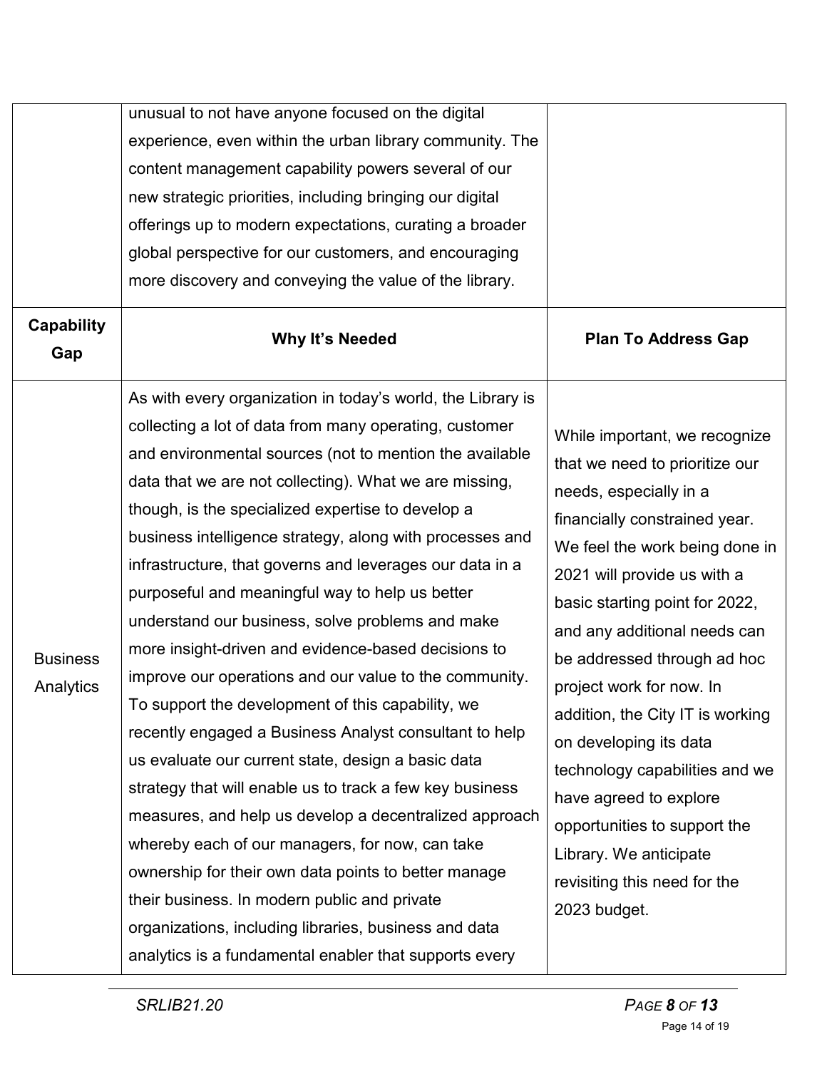| | | |
|---|---|---|
| | unusual to not have anyone focused on the digital experience, even within the urban library community. The content management capability powers several of our new strategic priorities, including bringing our digital offerings up to modern expectations, curating a broader global perspective for our customers, and encouraging more discovery and conveying the value of the library. | |

| Capability Gap | Why It's Needed | Plan To Address Gap |
|---|---|---|
| Business Analytics | As with every organization in today's world, the Library is collecting a lot of data from many operating, customer and environmental sources (not to mention the available data that we are not collecting). What we are missing, though, is the specialized expertise to develop a business intelligence strategy, along with processes and infrastructure, that governs and leverages our data in a purposeful and meaningful way to help us better understand our business, solve problems and make more insight-driven and evidence-based decisions to improve our operations and our value to the community. To support the development of this capability, we recently engaged a Business Analyst consultant to help us evaluate our current state, design a basic data strategy that will enable us to track a few key business measures, and help us develop a decentralized approach whereby each of our managers, for now, can take ownership for their own data points to better manage their business. In modern public and private organizations, including libraries, business and data analytics is a fundamental enabler that supports every | While important, we recognize that we need to prioritize our needs, especially in a financially constrained year. We feel the work being done in 2021 will provide us with a basic starting point for 2022, and any additional needs can be addressed through ad hoc project work for now. In addition, the City IT is working on developing its data technology capabilities and we have agreed to explore opportunities to support the Library. We anticipate revisiting this need for the 2023 budget. |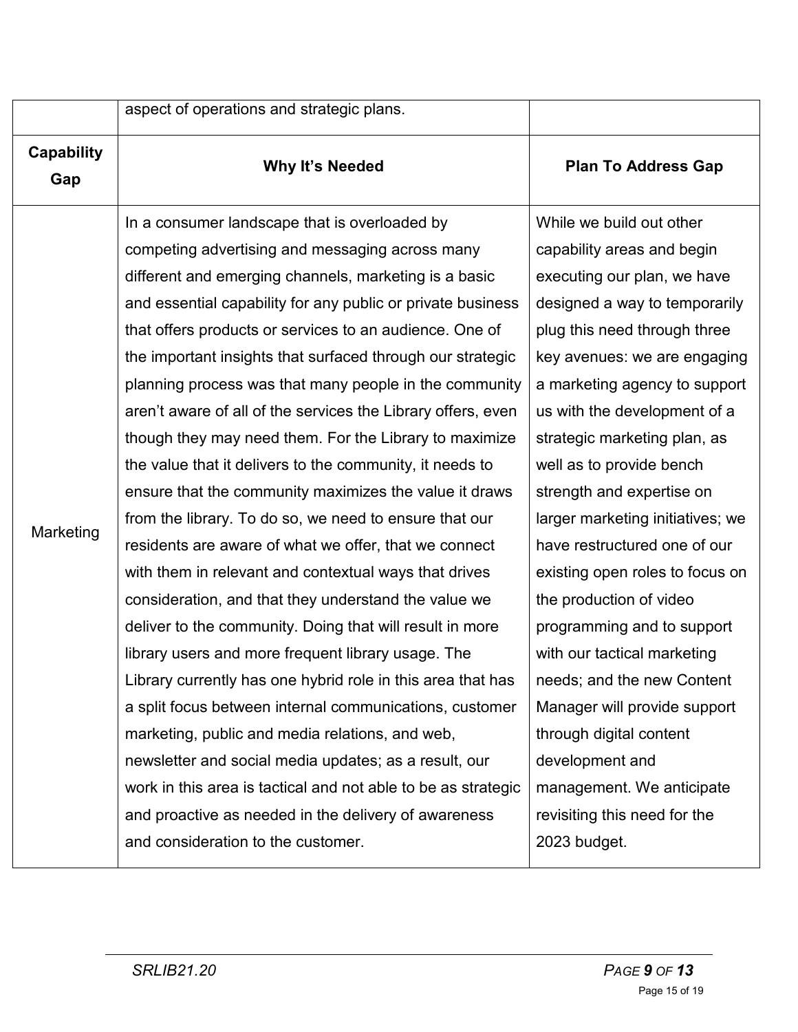| | aspect of operations and strategic plans. | |
|---|---|---|
| **Capability Gap** | **Why It's Needed** | **Plan To Address Gap** |
| Marketing | In a consumer landscape that is overloaded by competing advertising and messaging across many different and emerging channels, marketing is a basic and essential capability for any public or private business that offers products or services to an audience. One of the important insights that surfaced through our strategic planning process was that many people in the community aren't aware of all of the services the Library offers, even though they may need them. For the Library to maximize the value that it delivers to the community, it needs to ensure that the community maximizes the value it draws from the library. To do so, we need to ensure that our residents are aware of what we offer, that we connect with them in relevant and contextual ways that drives consideration, and that they understand the value we deliver to the community. Doing that will result in more library users and more frequent library usage. The Library currently has one hybrid role in this area that has a split focus between internal communications, customer marketing, public and media relations, and web, newsletter and social media updates; as a result, our work in this area is tactical and not able to be as strategic and proactive as needed in the delivery of awareness and consideration to the customer. | While we build out other capability areas and begin executing our plan, we have designed a way to temporarily plug this need through three key avenues: we are engaging a marketing agency to support us with the development of a strategic marketing plan, as well as to provide bench strength and expertise on larger marketing initiatives; we have restructured one of our existing open roles to focus on the production of video programming and to support with our tactical marketing needs; and the new Content Manager will provide support through digital content development and management. We anticipate revisiting this need for the 2023 budget. |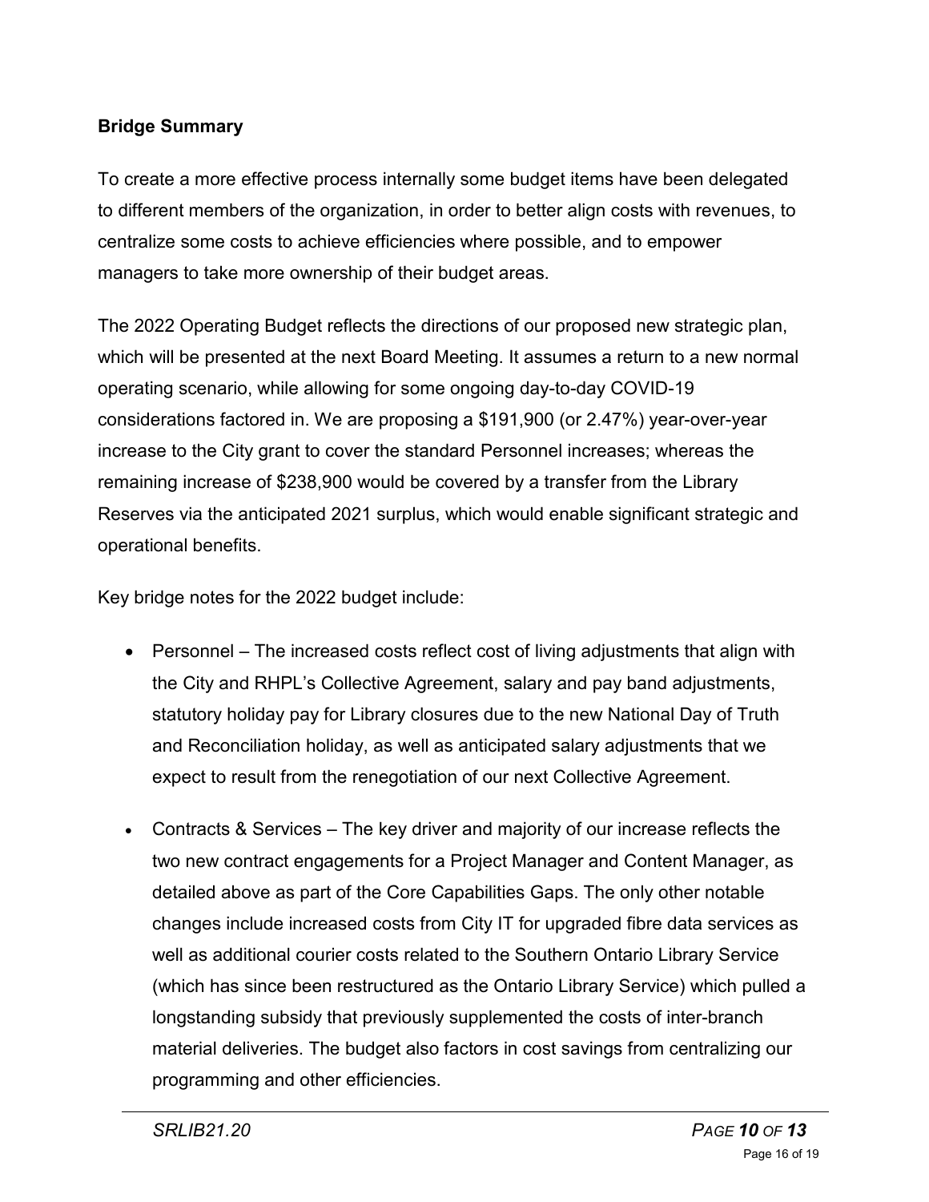**Bridge Summary**

To create a more effective process internally some budget items have been delegated to different members of the organization, in order to better align costs with revenues, to centralize some costs to achieve efficiencies where possible, and to empower managers to take more ownership of their budget areas.

The 2022 Operating Budget reflects the directions of our proposed new strategic plan, which will be presented at the next Board Meeting. It assumes a return to a new normal operating scenario, while allowing for some ongoing day-to-day COVID-19 considerations factored in. We are proposing a $191,900 (or 2.47%) year-over-year increase to the City grant to cover the standard Personnel increases; whereas the remaining increase of $238,900 would be covered by a transfer from the Library Reserves via the anticipated 2021 surplus, which would enable significant strategic and operational benefits.

Key bridge notes for the 2022 budget include:

- Personnel – The increased costs reflect cost of living adjustments that align with the City and RHPL's Collective Agreement, salary and pay band adjustments, statutory holiday pay for Library closures due to the new National Day of Truth and Reconciliation holiday, as well as anticipated salary adjustments that we expect to result from the renegotiation of our next Collective Agreement.

- Contracts & Services – The key driver and majority of our increase reflects the two new contract engagements for a Project Manager and Content Manager, as detailed above as part of the Core Capabilities Gaps. The only other notable changes include increased costs from City IT for upgraded fibre data services as well as additional courier costs related to the Southern Ontario Library Service (which has since been restructured as the Ontario Library Service) which pulled a longstanding subsidy that previously supplemented the costs of inter-branch material deliveries. The budget also factors in cost savings from centralizing our programming and other efficiencies.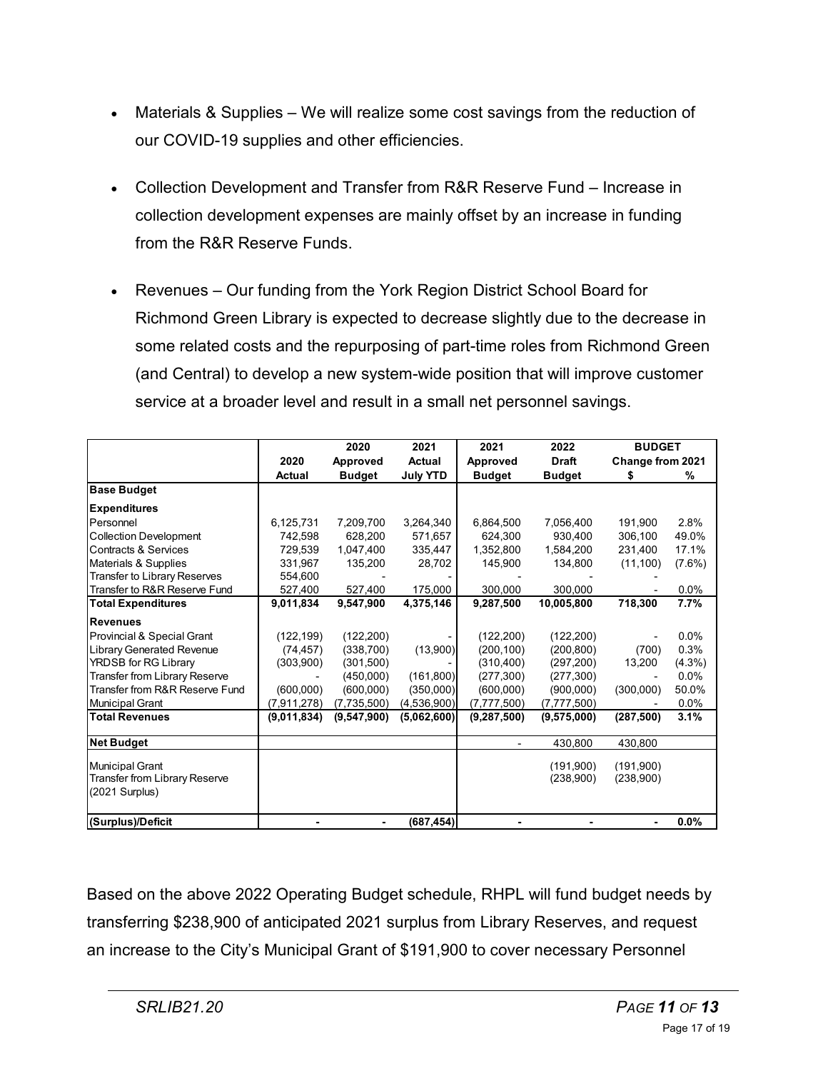- Materials & Supplies – We will realize some cost savings from the reduction of our COVID-19 supplies and other efficiencies.
- Collection Development and Transfer from R&R Reserve Fund – Increase in collection development expenses are mainly offset by an increase in funding from the R&R Reserve Funds.
- Revenues – Our funding from the York Region District School Board for Richmond Green Library is expected to decrease slightly due to the decrease in some related costs and the repurposing of part-time roles from Richmond Green (and Central) to develop a new system-wide position that will improve customer service at a broader level and result in a small net personnel savings.

| | 2020 Actual | 2020 Approved Budget | 2021 Actual July YTD | 2021 Approved Budget | 2022 Draft Budget | BUDGET Change from 2021 $ | % |
|---|---|---|---|---|---|---|---|
| **Base Budget** | | | | | | | |
| **Expenditures** | | | | | | | |
| Personnel | 6,125,731 | 7,209,700 | 3,264,340 | 6,864,500 | 7,056,400 | 191,900 | 2.8% |
| Collection Development | 742,598 | 628,200 | 571,657 | 624,300 | 930,400 | 306,100 | 49.0% |
| Contracts & Services | 729,539 | 1,047,400 | 335,447 | 1,352,800 | 1,584,200 | 231,400 | 17.1% |
| Materials & Supplies | 331,967 | 135,200 | 28,702 | 145,900 | 134,800 | (11,100) | (7.6%) |
| Transfer to Library Reserves | 554,600 | - | - | - | - | - | |
| Transfer to R&R Reserve Fund | 527,400 | 527,400 | 175,000 | 300,000 | 300,000 | - | 0.0% |
| **Total Expenditures** | **9,011,834** | **9,547,900** | **4,375,146** | **9,287,500** | **10,005,800** | **718,300** | **7.7%** |
| **Revenues** | | | | | | | |
| Provincial & Special Grant | (122,199) | (122,200) | - | (122,200) | (122,200) | - | 0.0% |
| Library Generated Revenue | (74,457) | (338,700) | (13,900) | (200,100) | (200,800) | (700) | 0.3% |
| YRDSB for RG Library | (303,900) | (301,500) | - | (310,400) | (297,200) | 13,200 | (4.3%) |
| Transfer from Library Reserve | - | (450,000) | (161,800) | (277,300) | (277,300) | - | 0.0% |
| Transfer from R&R Reserve Fund | (600,000) | (600,000) | (350,000) | (600,000) | (900,000) | (300,000) | 50.0% |
| Municipal Grant | (7,911,278) | (7,735,500) | (4,536,900) | (7,777,500) | (7,777,500) | - | 0.0% |
| **Total Revenues** | **(9,011,834)** | **(9,547,900)** | **(5,062,600)** | **(9,287,500)** | **(9,575,000)** | **(287,500)** | **3.1%** |
| **Net Budget** | | | | - | 430,800 | 430,800 | |
| Municipal Grant | | | | | (191,900) | (191,900) | |
| Transfer from Library Reserve (2021 Surplus) | | | | | (238,900) | (238,900) | |
| **(Surplus)/Deficit** | **-** | **-** | **(687,454)** | **-** | **-** | **-** | **0.0%** |

Based on the above 2022 Operating Budget schedule, RHPL will fund budget needs by transferring \$238,900 of anticipated 2021 surplus from Library Reserves, and request an increase to the City's Municipal Grant of \$191,900 to cover necessary Personnel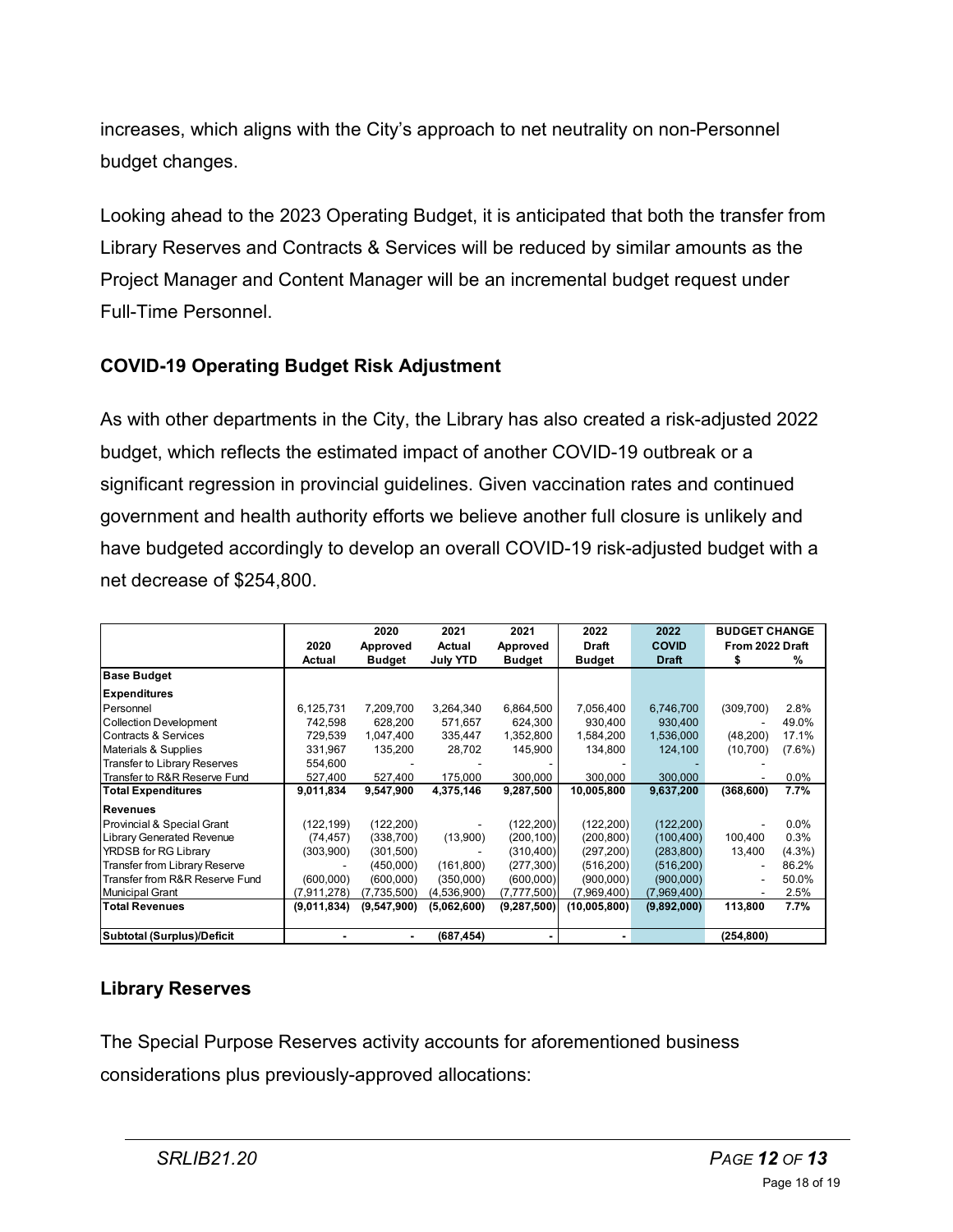increases, which aligns with the City's approach to net neutrality on non-Personnel budget changes.

Looking ahead to the 2023 Operating Budget, it is anticipated that both the transfer from Library Reserves and Contracts & Services will be reduced by similar amounts as the Project Manager and Content Manager will be an incremental budget request under Full-Time Personnel.

### COVID-19 Operating Budget Risk Adjustment

As with other departments in the City, the Library has also created a risk-adjusted 2022 budget, which reflects the estimated impact of another COVID-19 outbreak or a significant regression in provincial guidelines. Given vaccination rates and continued government and health authority efforts we believe another full closure is unlikely and have budgeted accordingly to develop an overall COVID-19 risk-adjusted budget with a net decrease of $254,800.

| | 2020 Actual | 2020 Approved Budget | 2021 Actual July YTD | 2021 Approved Budget | 2022 Draft Budget | 2022 COVID Draft | BUDGET CHANGE From 2022 Draft $ | % |
|---|---|---|---|---|---|---|---|---|
| **Base Budget** | | | | | | | | |
| **Expenditures** | | | | | | | | |
| Personnel | 6,125,731 | 7,209,700 | 3,264,340 | 6,864,500 | 7,056,400 | 6,746,700 | (309,700) | 2.8% |
| Collection Development | 742,598 | 628,200 | 571,657 | 624,300 | 930,400 | 930,400 | - | 49.0% |
| Contracts & Services | 729,539 | 1,047,400 | 335,447 | 1,352,800 | 1,584,200 | 1,536,000 | (48,200) | 17.1% |
| Materials & Supplies | 331,967 | 135,200 | 28,702 | 145,900 | 134,800 | 124,100 | (10,700) | (7.6%) |
| Transfer to Library Reserves | 554,600 | - | - | - | - | - | - | |
| Transfer to R&R Reserve Fund | 527,400 | 527,400 | 175,000 | 300,000 | 300,000 | 300,000 | - | 0.0% |
| **Total Expenditures** | **9,011,834** | **9,547,900** | **4,375,146** | **9,287,500** | **10,005,800** | **9,637,200** | **(368,600)** | **7.7%** |
| **Revenues** | | | | | | | | |
| Provincial & Special Grant | (122,199) | (122,200) | - | (122,200) | (122,200) | (122,200) | - | 0.0% |
| Library Generated Revenue | (74,457) | (338,700) | (13,900) | (200,100) | (200,800) | (100,400) | 100,400 | 0.3% |
| YRDSB for RG Library | (303,900) | (301,500) | - | (310,400) | (297,200) | (283,800) | 13,400 | (4.3%) |
| Transfer from Library Reserve | - | (450,000) | (161,800) | (277,300) | (516,200) | (516,200) | - | 86.2% |
| Transfer from R&R Reserve Fund | (600,000) | (600,000) | (350,000) | (600,000) | (900,000) | (900,000) | - | 50.0% |
| Municipal Grant | (7,911,278) | (7,735,500) | (4,536,900) | (7,777,500) | (7,969,400) | (7,969,400) | - | 2.5% |
| **Total Revenues** | **(9,011,834)** | **(9,547,900)** | **(5,062,600)** | **(9,287,500)** | **(10,005,800)** | **(9,892,000)** | **113,800** | **7.7%** |
| **Subtotal (Surplus)/Deficit** | - | - | **(687,454)** | - | - | | **(254,800)** | |

### Library Reserves

The Special Purpose Reserves activity accounts for aforementioned business considerations plus previously-approved allocations: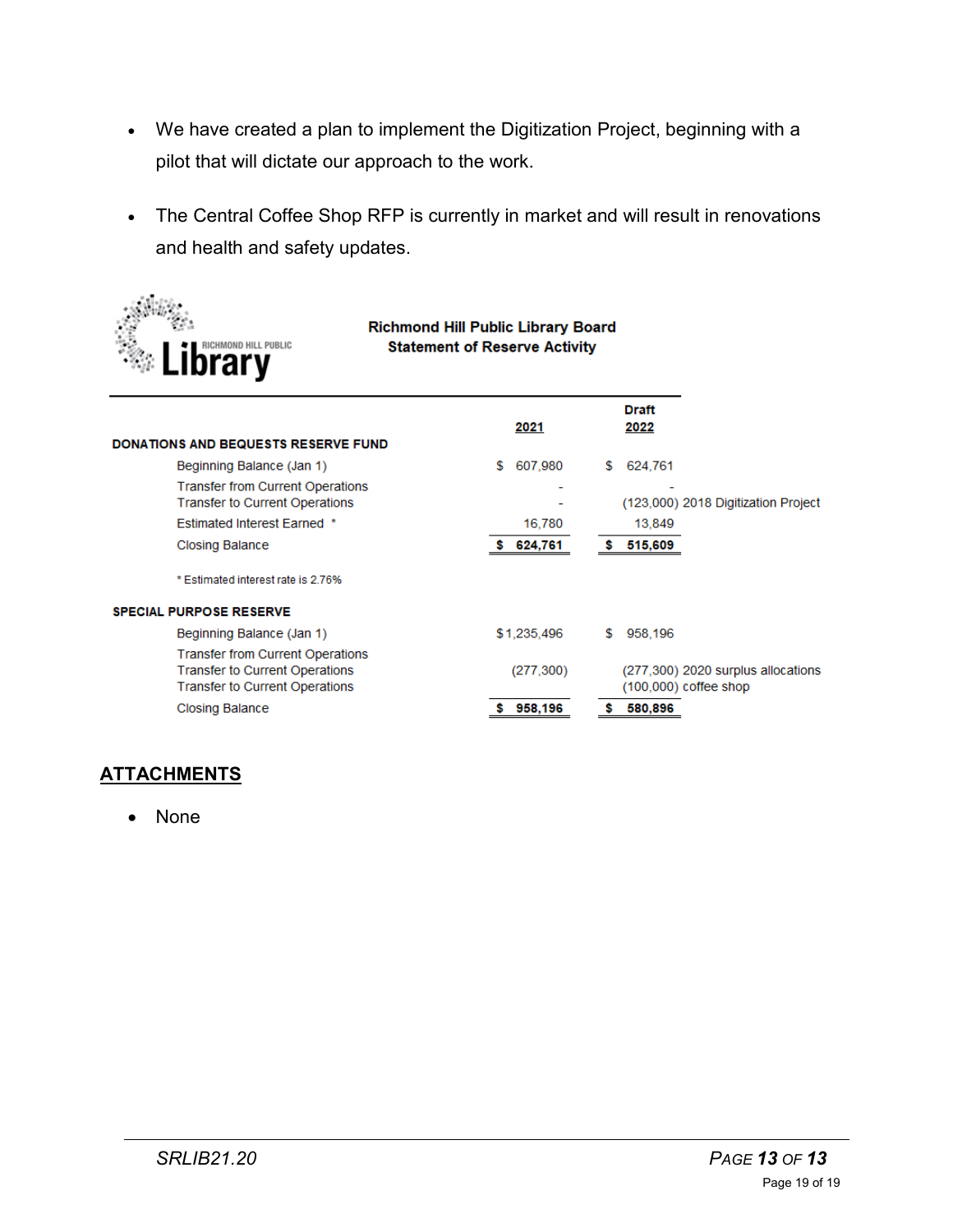- We have created a plan to implement the Digitization Project, beginning with a pilot that will dictate our approach to the work.

- The Central Coffee Shop RFP is currently in market and will result in renovations and health and safety updates.

**Richmond Hill Public Library Board**
**Statement of Reserve Activity**

| | 2021 | Draft 2022 | |
|---|---|---|---|
| **DONATIONS AND BEQUESTS RESERVE FUND** | | | |
| Beginning Balance (Jan 1) | $ 607,980 | $ 624,761 | |
| Transfer from Current Operations | - | - | |
| Transfer to Current Operations | - | (123,000) | 2018 Digitization Project |
| Estimated Interest Earned * | 16,780 | 13,849 | |
| Closing Balance | **$ 624,761** | **$ 515,609** | |
| * Estimated interest rate is 2.76% | | | |
| **SPECIAL PURPOSE RESERVE** | | | |
| Beginning Balance (Jan 1) | $1,235,496 | $ 958,196 | |
| Transfer from Current Operations | | | |
| Transfer to Current Operations | (277,300) | (277,300) | 2020 surplus allocations |
| Transfer to Current Operations | | (100,000) | coffee shop |
| Closing Balance | **$ 958,196** | **$ 580,896** | |

## ATTACHMENTS

- None